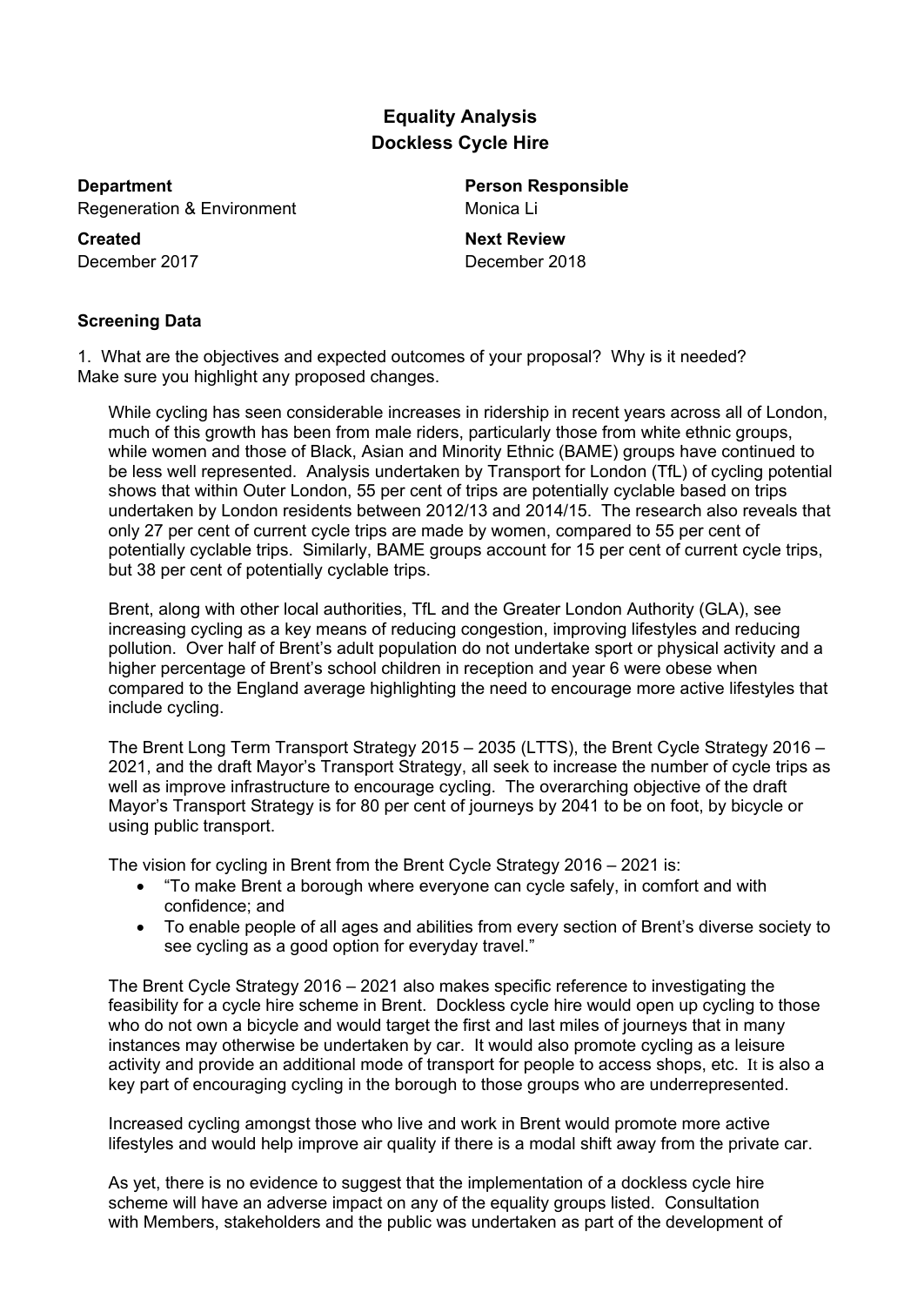# Equality Analysis
# Dockless Cycle Hire

**Department**
Regeneration & Environment

**Person Responsible**
Monica Li

**Created**
December 2017

**Next Review**
December 2018

**Screening Data**

1. What are the objectives and expected outcomes of your proposal? Why is it needed? Make sure you highlight any proposed changes.

While cycling has seen considerable increases in ridership in recent years across all of London, much of this growth has been from male riders, particularly those from white ethnic groups, while women and those of Black, Asian and Minority Ethnic (BAME) groups have continued to be less well represented. Analysis undertaken by Transport for London (TfL) of cycling potential shows that within Outer London, 55 per cent of trips are potentially cyclable based on trips undertaken by London residents between 2012/13 and 2014/15. The research also reveals that only 27 per cent of current cycle trips are made by women, compared to 55 per cent of potentially cyclable trips. Similarly, BAME groups account for 15 per cent of current cycle trips, but 38 per cent of potentially cyclable trips.

Brent, along with other local authorities, TfL and the Greater London Authority (GLA), see increasing cycling as a key means of reducing congestion, improving lifestyles and reducing pollution. Over half of Brent's adult population do not undertake sport or physical activity and a higher percentage of Brent's school children in reception and year 6 were obese when compared to the England average highlighting the need to encourage more active lifestyles that include cycling.

The Brent Long Term Transport Strategy 2015 – 2035 (LTTS), the Brent Cycle Strategy 2016 – 2021, and the draft Mayor's Transport Strategy, all seek to increase the number of cycle trips as well as improve infrastructure to encourage cycling. The overarching objective of the draft Mayor's Transport Strategy is for 80 per cent of journeys by 2041 to be on foot, by bicycle or using public transport.

The vision for cycling in Brent from the Brent Cycle Strategy 2016 – 2021 is:

- "To make Brent a borough where everyone can cycle safely, in comfort and with confidence; and
- To enable people of all ages and abilities from every section of Brent's diverse society to see cycling as a good option for everyday travel."

The Brent Cycle Strategy 2016 – 2021 also makes specific reference to investigating the feasibility for a cycle hire scheme in Brent. Dockless cycle hire would open up cycling to those who do not own a bicycle and would target the first and last miles of journeys that in many instances may otherwise be undertaken by car. It would also promote cycling as a leisure activity and provide an additional mode of transport for people to access shops, etc. It is also a key part of encouraging cycling in the borough to those groups who are underrepresented.

Increased cycling amongst those who live and work in Brent would promote more active lifestyles and would help improve air quality if there is a modal shift away from the private car.

As yet, there is no evidence to suggest that the implementation of a dockless cycle hire scheme will have an adverse impact on any of the equality groups listed. Consultation with Members, stakeholders and the public was undertaken as part of the development of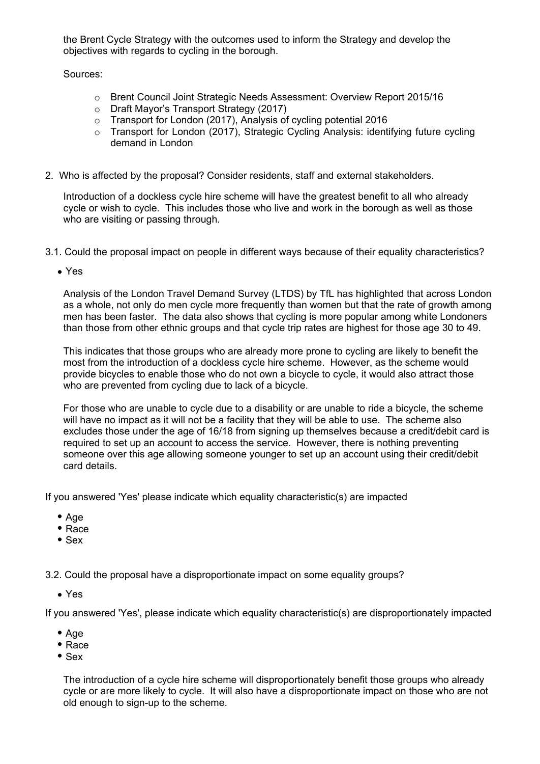the Brent Cycle Strategy with the outcomes used to inform the Strategy and develop the objectives with regards to cycling in the borough.

Sources:

- Brent Council Joint Strategic Needs Assessment: Overview Report 2015/16
- Draft Mayor's Transport Strategy (2017)
- Transport for London (2017), Analysis of cycling potential 2016
- Transport for London (2017), Strategic Cycling Analysis: identifying future cycling demand in London

2. Who is affected by the proposal? Consider residents, staff and external stakeholders.

Introduction of a dockless cycle hire scheme will have the greatest benefit to all who already cycle or wish to cycle. This includes those who live and work in the borough as well as those who are visiting or passing through.

3.1. Could the proposal impact on people in different ways because of their equality characteristics?

- Yes

Analysis of the London Travel Demand Survey (LTDS) by TfL has highlighted that across London as a whole, not only do men cycle more frequently than women but that the rate of growth among men has been faster. The data also shows that cycling is more popular among white Londoners than those from other ethnic groups and that cycle trip rates are highest for those age 30 to 49.

This indicates that those groups who are already more prone to cycling are likely to benefit the most from the introduction of a dockless cycle hire scheme. However, as the scheme would provide bicycles to enable those who do not own a bicycle to cycle, it would also attract those who are prevented from cycling due to lack of a bicycle.

For those who are unable to cycle due to a disability or are unable to ride a bicycle, the scheme will have no impact as it will not be a facility that they will be able to use. The scheme also excludes those under the age of 16/18 from signing up themselves because a credit/debit card is required to set up an account to access the service. However, there is nothing preventing someone over this age allowing someone younger to set up an account using their credit/debit card details.

If you answered 'Yes' please indicate which equality characteristic(s) are impacted

- Age
- Race
- Sex

3.2. Could the proposal have a disproportionate impact on some equality groups?

- Yes

If you answered 'Yes', please indicate which equality characteristic(s) are disproportionately impacted

- Age
- Race
- Sex

The introduction of a cycle hire scheme will disproportionately benefit those groups who already cycle or are more likely to cycle. It will also have a disproportionate impact on those who are not old enough to sign-up to the scheme.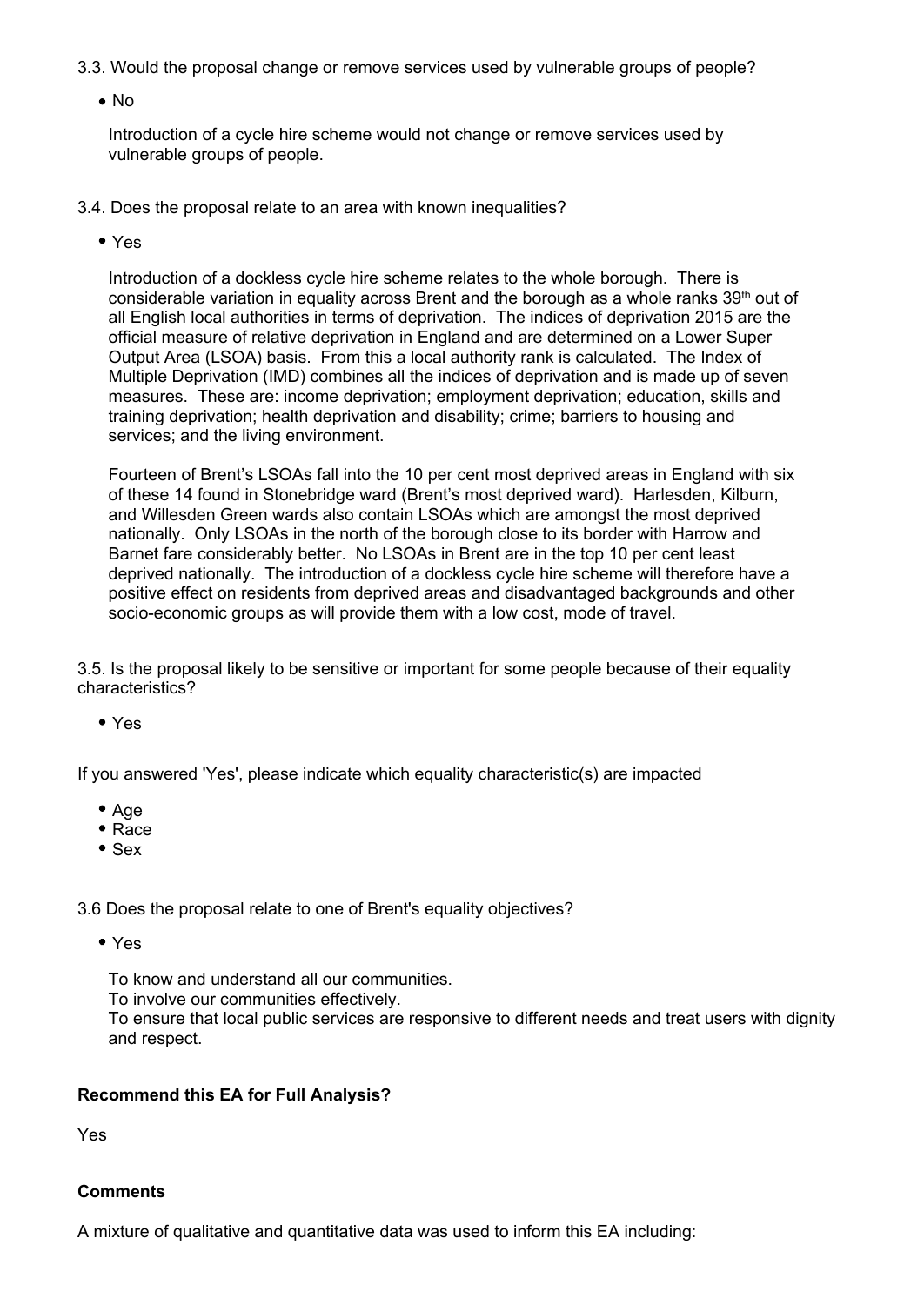3.3. Would the proposal change or remove services used by vulnerable groups of people?

- No

Introduction of a cycle hire scheme would not change or remove services used by vulnerable groups of people.

3.4. Does the proposal relate to an area with known inequalities?

- Yes

Introduction of a dockless cycle hire scheme relates to the whole borough. There is considerable variation in equality across Brent and the borough as a whole ranks 39th out of all English local authorities in terms of deprivation. The indices of deprivation 2015 are the official measure of relative deprivation in England and are determined on a Lower Super Output Area (LSOA) basis. From this a local authority rank is calculated. The Index of Multiple Deprivation (IMD) combines all the indices of deprivation and is made up of seven measures. These are: income deprivation; employment deprivation; education, skills and training deprivation; health deprivation and disability; crime; barriers to housing and services; and the living environment.

Fourteen of Brent's LSOAs fall into the 10 per cent most deprived areas in England with six of these 14 found in Stonebridge ward (Brent's most deprived ward). Harlesden, Kilburn, and Willesden Green wards also contain LSOAs which are amongst the most deprived nationally. Only LSOAs in the north of the borough close to its border with Harrow and Barnet fare considerably better. No LSOAs in Brent are in the top 10 per cent least deprived nationally. The introduction of a dockless cycle hire scheme will therefore have a positive effect on residents from deprived areas and disadvantaged backgrounds and other socio-economic groups as will provide them with a low cost, mode of travel.

3.5. Is the proposal likely to be sensitive or important for some people because of their equality characteristics?

- Yes

If you answered 'Yes', please indicate which equality characteristic(s) are impacted

- Age
- Race
- Sex

3.6 Does the proposal relate to one of Brent's equality objectives?

- Yes

To know and understand all our communities.
To involve our communities effectively.
To ensure that local public services are responsive to different needs and treat users with dignity and respect.

**Recommend this EA for Full Analysis?**

Yes

**Comments**

A mixture of qualitative and quantitative data was used to inform this EA including: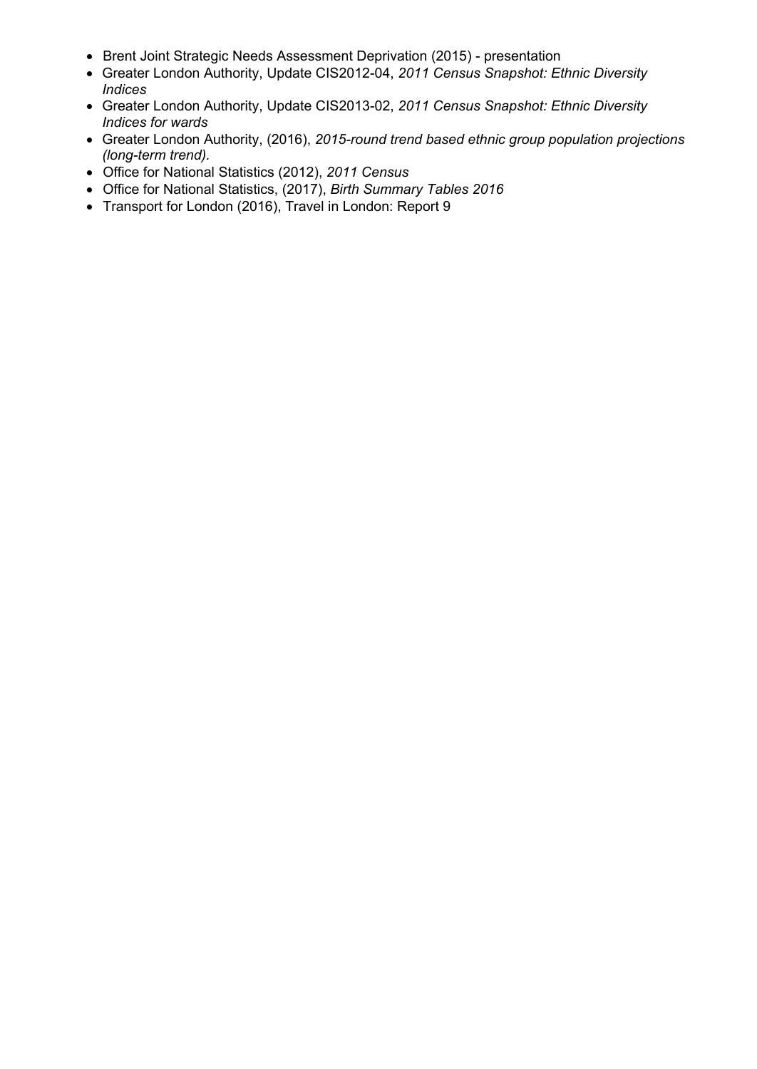- Brent Joint Strategic Needs Assessment Deprivation (2015) - presentation
- Greater London Authority, Update CIS2012-04, *2011 Census Snapshot: Ethnic Diversity Indices*
- Greater London Authority, Update CIS2013-02, *2011 Census Snapshot: Ethnic Diversity Indices for wards*
- Greater London Authority, (2016), *2015-round trend based ethnic group population projections (long-term trend).*
- Office for National Statistics (2012), *2011 Census*
- Office for National Statistics, (2017), *Birth Summary Tables 2016*
- Transport for London (2016), Travel in London: Report 9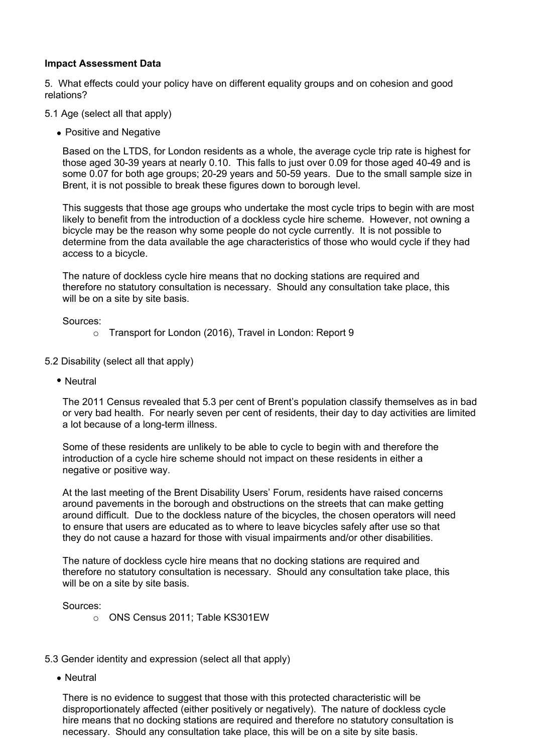**Impact Assessment Data**

5. What effects could your policy have on different equality groups and on cohesion and good relations?

5.1 Age (select all that apply)

- Positive and Negative

  Based on the LTDS, for London residents as a whole, the average cycle trip rate is highest for those aged 30-39 years at nearly 0.10. This falls to just over 0.09 for those aged 40-49 and is some 0.07 for both age groups; 20-29 years and 50-59 years. Due to the small sample size in Brent, it is not possible to break these figures down to borough level.

  This suggests that those age groups who undertake the most cycle trips to begin with are most likely to benefit from the introduction of a dockless cycle hire scheme. However, not owning a bicycle may be the reason why some people do not cycle currently. It is not possible to determine from the data available the age characteristics of those who would cycle if they had access to a bicycle.

  The nature of dockless cycle hire means that no docking stations are required and therefore no statutory consultation is necessary. Should any consultation take place, this will be on a site by site basis.

  Sources:

  - Transport for London (2016), Travel in London: Report 9

5.2 Disability (select all that apply)

- Neutral

  The 2011 Census revealed that 5.3 per cent of Brent's population classify themselves as in bad or very bad health. For nearly seven per cent of residents, their day to day activities are limited a lot because of a long-term illness.

  Some of these residents are unlikely to be able to cycle to begin with and therefore the introduction of a cycle hire scheme should not impact on these residents in either a negative or positive way.

  At the last meeting of the Brent Disability Users' Forum, residents have raised concerns around pavements in the borough and obstructions on the streets that can make getting around difficult. Due to the dockless nature of the bicycles, the chosen operators will need to ensure that users are educated as to where to leave bicycles safely after use so that they do not cause a hazard for those with visual impairments and/or other disabilities.

  The nature of dockless cycle hire means that no docking stations are required and therefore no statutory consultation is necessary. Should any consultation take place, this will be on a site by site basis.

  Sources:

  - ONS Census 2011; Table KS301EW

5.3 Gender identity and expression (select all that apply)

- Neutral

  There is no evidence to suggest that those with this protected characteristic will be disproportionately affected (either positively or negatively). The nature of dockless cycle hire means that no docking stations are required and therefore no statutory consultation is necessary. Should any consultation take place, this will be on a site by site basis.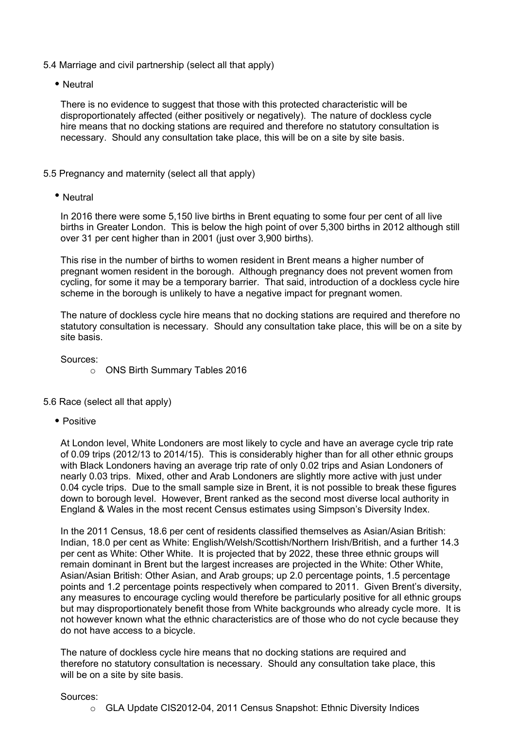5.4 Marriage and civil partnership (select all that apply)

- Neutral

There is no evidence to suggest that those with this protected characteristic will be disproportionately affected (either positively or negatively). The nature of dockless cycle hire means that no docking stations are required and therefore no statutory consultation is necessary. Should any consultation take place, this will be on a site by site basis.

5.5 Pregnancy and maternity (select all that apply)

- Neutral

In 2016 there were some 5,150 live births in Brent equating to some four per cent of all live births in Greater London. This is below the high point of over 5,300 births in 2012 although still over 31 per cent higher than in 2001 (just over 3,900 births).

This rise in the number of births to women resident in Brent means a higher number of pregnant women resident in the borough. Although pregnancy does not prevent women from cycling, for some it may be a temporary barrier. That said, introduction of a dockless cycle hire scheme in the borough is unlikely to have a negative impact for pregnant women.

The nature of dockless cycle hire means that no docking stations are required and therefore no statutory consultation is necessary. Should any consultation take place, this will be on a site by site basis.

Sources:

- ONS Birth Summary Tables 2016

5.6 Race (select all that apply)

- Positive

At London level, White Londoners are most likely to cycle and have an average cycle trip rate of 0.09 trips (2012/13 to 2014/15). This is considerably higher than for all other ethnic groups with Black Londoners having an average trip rate of only 0.02 trips and Asian Londoners of nearly 0.03 trips. Mixed, other and Arab Londoners are slightly more active with just under 0.04 cycle trips. Due to the small sample size in Brent, it is not possible to break these figures down to borough level. However, Brent ranked as the second most diverse local authority in England & Wales in the most recent Census estimates using Simpson's Diversity Index.

In the 2011 Census, 18.6 per cent of residents classified themselves as Asian/Asian British: Indian, 18.0 per cent as White: English/Welsh/Scottish/Northern Irish/British, and a further 14.3 per cent as White: Other White. It is projected that by 2022, these three ethnic groups will remain dominant in Brent but the largest increases are projected in the White: Other White, Asian/Asian British: Other Asian, and Arab groups; up 2.0 percentage points, 1.5 percentage points and 1.2 percentage points respectively when compared to 2011. Given Brent's diversity, any measures to encourage cycling would therefore be particularly positive for all ethnic groups but may disproportionately benefit those from White backgrounds who already cycle more. It is not however known what the ethnic characteristics are of those who do not cycle because they do not have access to a bicycle.

The nature of dockless cycle hire means that no docking stations are required and therefore no statutory consultation is necessary. Should any consultation take place, this will be on a site by site basis.

Sources:

- GLA Update CIS2012-04, 2011 Census Snapshot: Ethnic Diversity Indices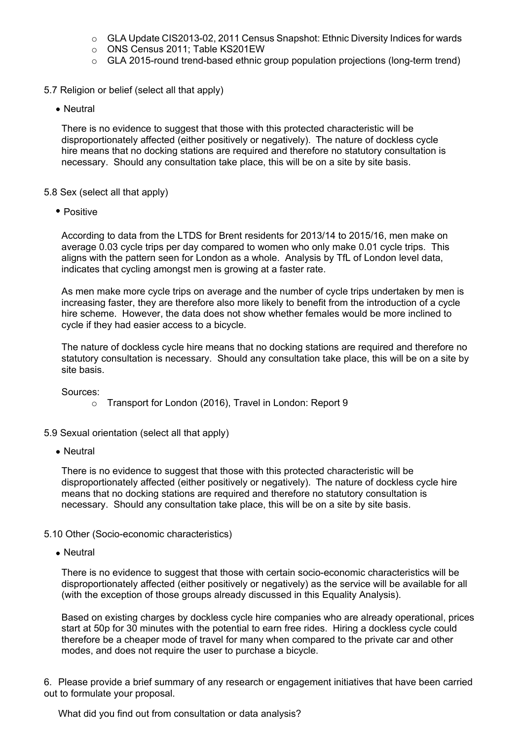- GLA Update CIS2013-02, 2011 Census Snapshot: Ethnic Diversity Indices for wards
- ONS Census 2011; Table KS201EW
- GLA 2015-round trend-based ethnic group population projections (long-term trend)

5.7 Religion or belief (select all that apply)

- Neutral

There is no evidence to suggest that those with this protected characteristic will be disproportionately affected (either positively or negatively). The nature of dockless cycle hire means that no docking stations are required and therefore no statutory consultation is necessary. Should any consultation take place, this will be on a site by site basis.

5.8 Sex (select all that apply)

- Positive

According to data from the LTDS for Brent residents for 2013/14 to 2015/16, men make on average 0.03 cycle trips per day compared to women who only make 0.01 cycle trips. This aligns with the pattern seen for London as a whole. Analysis by TfL of London level data, indicates that cycling amongst men is growing at a faster rate.

As men make more cycle trips on average and the number of cycle trips undertaken by men is increasing faster, they are therefore also more likely to benefit from the introduction of a cycle hire scheme. However, the data does not show whether females would be more inclined to cycle if they had easier access to a bicycle.

The nature of dockless cycle hire means that no docking stations are required and therefore no statutory consultation is necessary. Should any consultation take place, this will be on a site by site basis.

Sources:

- Transport for London (2016), Travel in London: Report 9

5.9 Sexual orientation (select all that apply)

- Neutral

There is no evidence to suggest that those with this protected characteristic will be disproportionately affected (either positively or negatively). The nature of dockless cycle hire means that no docking stations are required and therefore no statutory consultation is necessary. Should any consultation take place, this will be on a site by site basis.

5.10 Other (Socio-economic characteristics)

- Neutral

There is no evidence to suggest that those with certain socio-economic characteristics will be disproportionately affected (either positively or negatively) as the service will be available for all (with the exception of those groups already discussed in this Equality Analysis).

Based on existing charges by dockless cycle hire companies who are already operational, prices start at 50p for 30 minutes with the potential to earn free rides. Hiring a dockless cycle could therefore be a cheaper mode of travel for many when compared to the private car and other modes, and does not require the user to purchase a bicycle.

6. Please provide a brief summary of any research or engagement initiatives that have been carried out to formulate your proposal.

What did you find out from consultation or data analysis?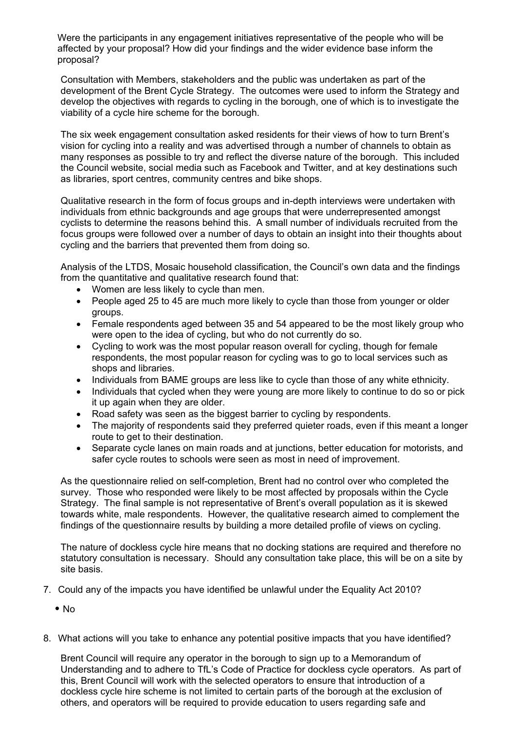Were the participants in any engagement initiatives representative of the people who will be affected by your proposal? How did your findings and the wider evidence base inform the proposal?

Consultation with Members, stakeholders and the public was undertaken as part of the development of the Brent Cycle Strategy. The outcomes were used to inform the Strategy and develop the objectives with regards to cycling in the borough, one of which is to investigate the viability of a cycle hire scheme for the borough.

The six week engagement consultation asked residents for their views of how to turn Brent's vision for cycling into a reality and was advertised through a number of channels to obtain as many responses as possible to try and reflect the diverse nature of the borough. This included the Council website, social media such as Facebook and Twitter, and at key destinations such as libraries, sport centres, community centres and bike shops.

Qualitative research in the form of focus groups and in-depth interviews were undertaken with individuals from ethnic backgrounds and age groups that were underrepresented amongst cyclists to determine the reasons behind this. A small number of individuals recruited from the focus groups were followed over a number of days to obtain an insight into their thoughts about cycling and the barriers that prevented them from doing so.

Analysis of the LTDS, Mosaic household classification, the Council's own data and the findings from the quantitative and qualitative research found that:

- Women are less likely to cycle than men.
- People aged 25 to 45 are much more likely to cycle than those from younger or older groups.
- Female respondents aged between 35 and 54 appeared to be the most likely group who were open to the idea of cycling, but who do not currently do so.
- Cycling to work was the most popular reason overall for cycling, though for female respondents, the most popular reason for cycling was to go to local services such as shops and libraries.
- Individuals from BAME groups are less like to cycle than those of any white ethnicity.
- Individuals that cycled when they were young are more likely to continue to do so or pick it up again when they are older.
- Road safety was seen as the biggest barrier to cycling by respondents.
- The majority of respondents said they preferred quieter roads, even if this meant a longer route to get to their destination.
- Separate cycle lanes on main roads and at junctions, better education for motorists, and safer cycle routes to schools were seen as most in need of improvement.

As the questionnaire relied on self-completion, Brent had no control over who completed the survey. Those who responded were likely to be most affected by proposals within the Cycle Strategy. The final sample is not representative of Brent's overall population as it is skewed towards white, male respondents. However, the qualitative research aimed to complement the findings of the questionnaire results by building a more detailed profile of views on cycling.

The nature of dockless cycle hire means that no docking stations are required and therefore no statutory consultation is necessary. Should any consultation take place, this will be on a site by site basis.

7. Could any of the impacts you have identified be unlawful under the Equality Act 2010?

   - No

8. What actions will you take to enhance any potential positive impacts that you have identified?

   Brent Council will require any operator in the borough to sign up to a Memorandum of Understanding and to adhere to TfL's Code of Practice for dockless cycle operators. As part of this, Brent Council will work with the selected operators to ensure that introduction of a dockless cycle hire scheme is not limited to certain parts of the borough at the exclusion of others, and operators will be required to provide education to users regarding safe and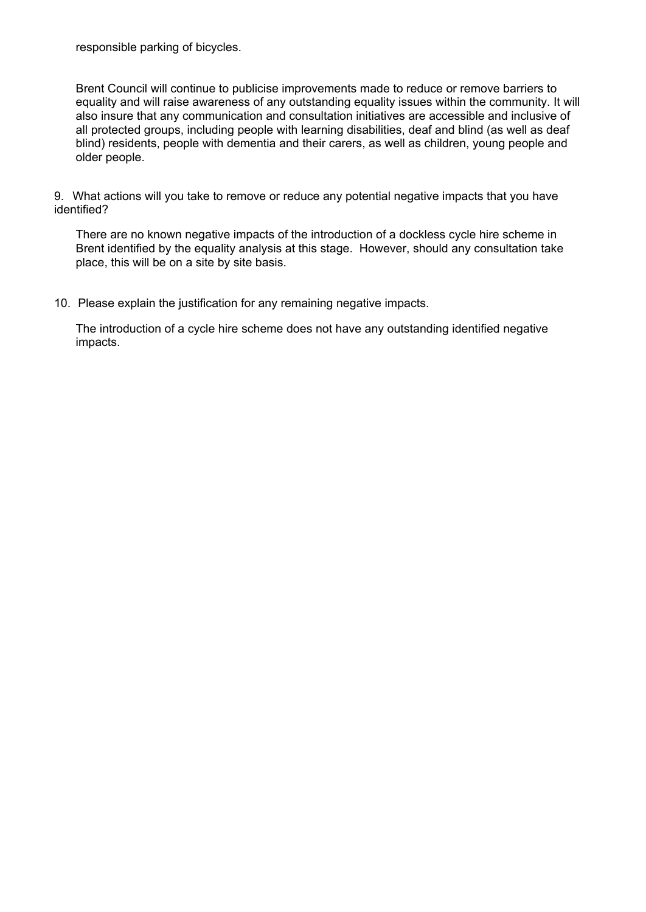responsible parking of bicycles.

Brent Council will continue to publicise improvements made to reduce or remove barriers to equality and will raise awareness of any outstanding equality issues within the community. It will also insure that any communication and consultation initiatives are accessible and inclusive of all protected groups, including people with learning disabilities, deaf and blind (as well as deaf blind) residents, people with dementia and their carers, as well as children, young people and older people.

9. What actions will you take to remove or reduce any potential negative impacts that you have identified?

There are no known negative impacts of the introduction of a dockless cycle hire scheme in Brent identified by the equality analysis at this stage. However, should any consultation take place, this will be on a site by site basis.

10. Please explain the justification for any remaining negative impacts.

The introduction of a cycle hire scheme does not have any outstanding identified negative impacts.